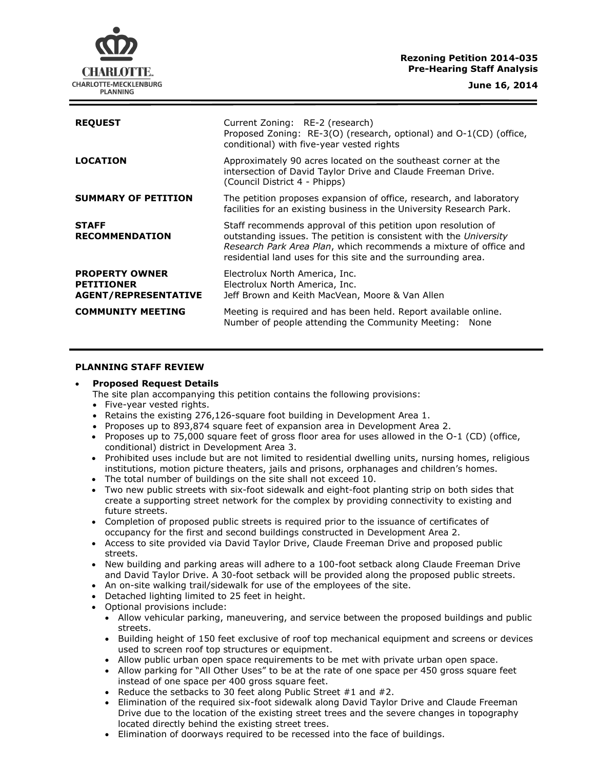**Rezoning Petition 2014-035**
**Pre-Hearing Staff Analysis**

**June 16, 2014**

| | |
|---|---|
| **REQUEST** | Current Zoning: RE-2 (research)<br>Proposed Zoning: RE-3(O) (research, optional) and O-1(CD) (office, conditional) with five-year vested rights |
| **LOCATION** | Approximately 90 acres located on the southeast corner at the intersection of David Taylor Drive and Claude Freeman Drive. (Council District 4 - Phipps) |
| **SUMMARY OF PETITION** | The petition proposes expansion of office, research, and laboratory facilities for an existing business in the University Research Park. |
| **STAFF RECOMMENDATION** | Staff recommends approval of this petition upon resolution of outstanding issues. The petition is consistent with the *University Research Park Area Plan*, which recommends a mixture of office and residential land uses for this site and the surrounding area. |
| **PROPERTY OWNER**<br>**PETITIONER**<br>**AGENT/REPRESENTATIVE** | Electrolux North America, Inc.<br>Electrolux North America, Inc.<br>Jeff Brown and Keith MacVean, Moore & Van Allen |
| **COMMUNITY MEETING** | Meeting is required and has been held. Report available online.<br>Number of people attending the Community Meeting: None |

## PLANNING STAFF REVIEW

- **Proposed Request Details**

  The site plan accompanying this petition contains the following provisions:
  - Five-year vested rights.
  - Retains the existing 276,126-square foot building in Development Area 1.
  - Proposes up to 893,874 square feet of expansion area in Development Area 2.
  - Proposes up to 75,000 square feet of gross floor area for uses allowed in the O-1 (CD) (office, conditional) district in Development Area 3.
  - Prohibited uses include but are not limited to residential dwelling units, nursing homes, religious institutions, motion picture theaters, jails and prisons, orphanages and children's homes.
  - The total number of buildings on the site shall not exceed 10.
  - Two new public streets with six-foot sidewalk and eight-foot planting strip on both sides that create a supporting street network for the complex by providing connectivity to existing and future streets.
  - Completion of proposed public streets is required prior to the issuance of certificates of occupancy for the first and second buildings constructed in Development Area 2.
  - Access to site provided via David Taylor Drive, Claude Freeman Drive and proposed public streets.
  - New building and parking areas will adhere to a 100-foot setback along Claude Freeman Drive and David Taylor Drive. A 30-foot setback will be provided along the proposed public streets.
  - An on-site walking trail/sidewalk for use of the employees of the site.
  - Detached lighting limited to 25 feet in height.
  - Optional provisions include:
    - Allow vehicular parking, maneuvering, and service between the proposed buildings and public streets.
    - Building height of 150 feet exclusive of roof top mechanical equipment and screens or devices used to screen roof top structures or equipment.
    - Allow public urban open space requirements to be met with private urban open space.
    - Allow parking for "All Other Uses" to be at the rate of one space per 450 gross square feet instead of one space per 400 gross square feet.
    - Reduce the setbacks to 30 feet along Public Street #1 and #2.
    - Elimination of the required six-foot sidewalk along David Taylor Drive and Claude Freeman Drive due to the location of the existing street trees and the severe changes in topography located directly behind the existing street trees.
    - Elimination of doorways required to be recessed into the face of buildings.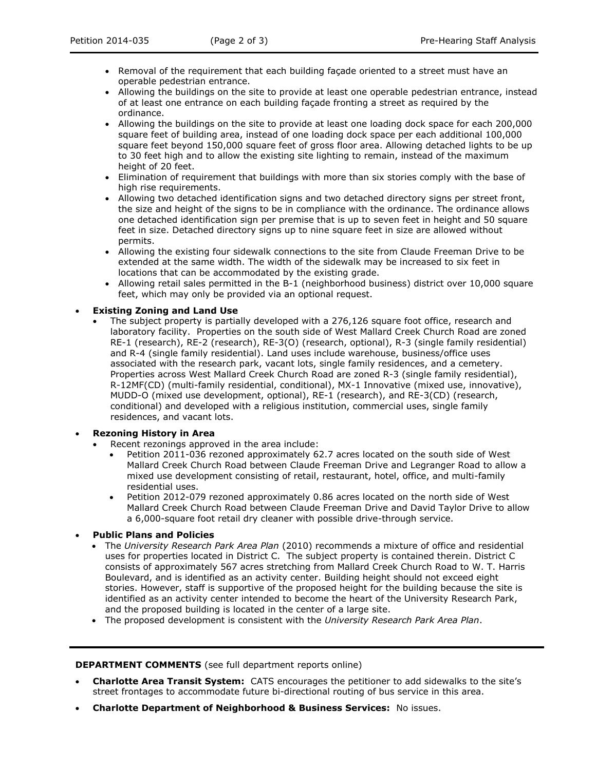- Removal of the requirement that each building façade oriented to a street must have an operable pedestrian entrance.
- Allowing the buildings on the site to provide at least one operable pedestrian entrance, instead of at least one entrance on each building façade fronting a street as required by the ordinance.
- Allowing the buildings on the site to provide at least one loading dock space for each 200,000 square feet of building area, instead of one loading dock space per each additional 100,000 square feet beyond 150,000 square feet of gross floor area. Allowing detached lights to be up to 30 feet high and to allow the existing site lighting to remain, instead of the maximum height of 20 feet.
- Elimination of requirement that buildings with more than six stories comply with the base of high rise requirements.
- Allowing two detached identification signs and two detached directory signs per street front, the size and height of the signs to be in compliance with the ordinance. The ordinance allows one detached identification sign per premise that is up to seven feet in height and 50 square feet in size. Detached directory signs up to nine square feet in size are allowed without permits.
- Allowing the existing four sidewalk connections to the site from Claude Freeman Drive to be extended at the same width. The width of the sidewalk may be increased to six feet in locations that can be accommodated by the existing grade.
- Allowing retail sales permitted in the B-1 (neighborhood business) district over 10,000 square feet, which may only be provided via an optional request.

- **Existing Zoning and Land Use**
  - The subject property is partially developed with a 276,126 square foot office, research and laboratory facility. Properties on the south side of West Mallard Creek Church Road are zoned RE-1 (research), RE-2 (research), RE-3(O) (research, optional), R-3 (single family residential) and R-4 (single family residential). Land uses include warehouse, business/office uses associated with the research park, vacant lots, single family residences, and a cemetery. Properties across West Mallard Creek Church Road are zoned R-3 (single family residential), R-12MF(CD) (multi-family residential, conditional), MX-1 Innovative (mixed use, innovative), MUDD-O (mixed use development, optional), RE-1 (research), and RE-3(CD) (research, conditional) and developed with a religious institution, commercial uses, single family residences, and vacant lots.

- **Rezoning History in Area**
  - Recent rezonings approved in the area include:
    - Petition 2011-036 rezoned approximately 62.7 acres located on the south side of West Mallard Creek Church Road between Claude Freeman Drive and Legranger Road to allow a mixed use development consisting of retail, restaurant, hotel, office, and multi-family residential uses.
    - Petition 2012-079 rezoned approximately 0.86 acres located on the north side of West Mallard Creek Church Road between Claude Freeman Drive and David Taylor Drive to allow a 6,000-square foot retail dry cleaner with possible drive-through service.

- **Public Plans and Policies**
  - The *University Research Park Area Plan* (2010) recommends a mixture of office and residential uses for properties located in District C. The subject property is contained therein. District C consists of approximately 567 acres stretching from Mallard Creek Church Road to W. T. Harris Boulevard, and is identified as an activity center. Building height should not exceed eight stories. However, staff is supportive of the proposed height for the building because the site is identified as an activity center intended to become the heart of the University Research Park, and the proposed building is located in the center of a large site.
  - The proposed development is consistent with the *University Research Park Area Plan*.

---

**DEPARTMENT COMMENTS** (see full department reports online)

- **Charlotte Area Transit System:** CATS encourages the petitioner to add sidewalks to the site's street frontages to accommodate future bi-directional routing of bus service in this area.
- **Charlotte Department of Neighborhood & Business Services:** No issues.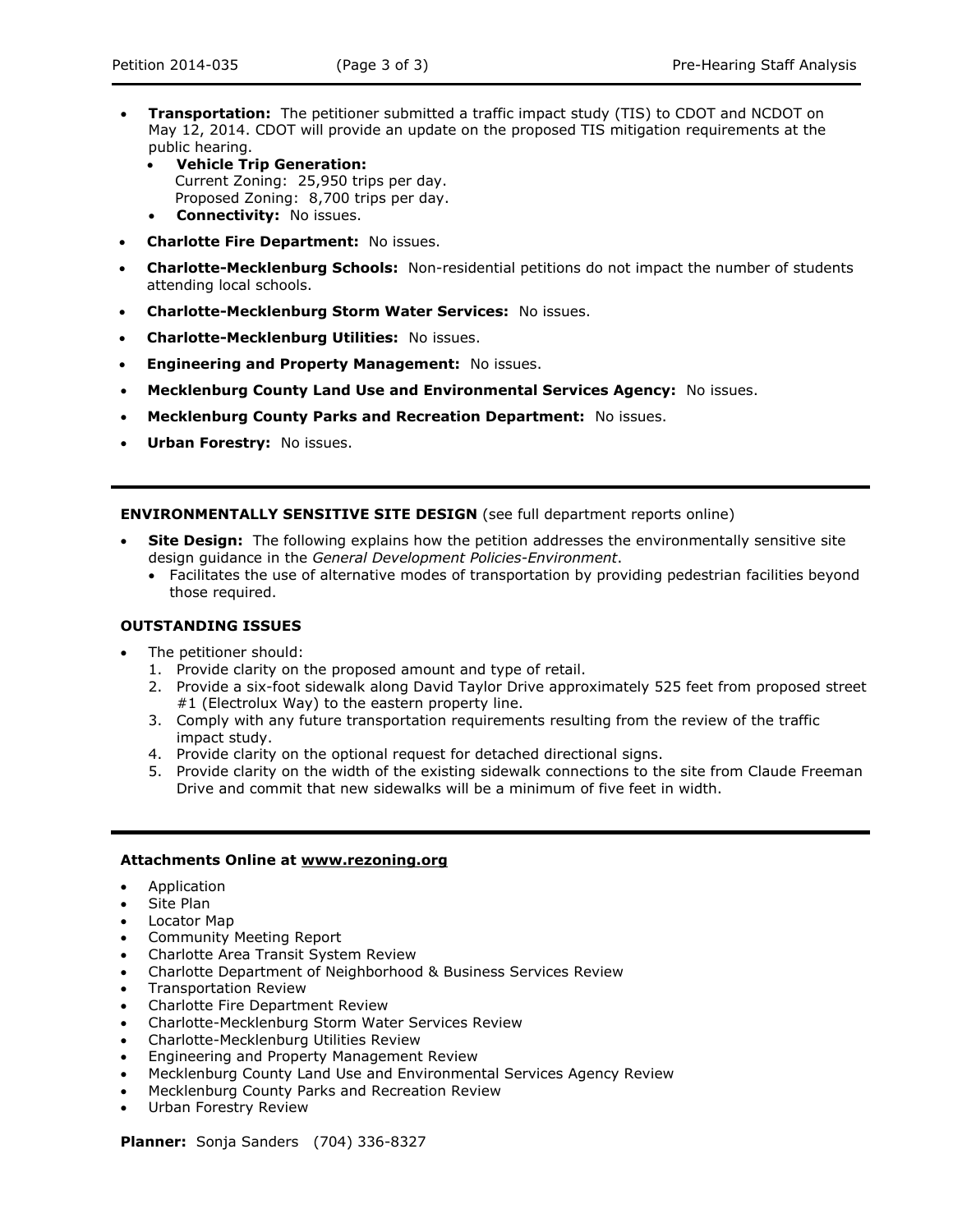- **Transportation:** The petitioner submitted a traffic impact study (TIS) to CDOT and NCDOT on May 12, 2014. CDOT will provide an update on the proposed TIS mitigation requirements at the public hearing.
  - **Vehicle Trip Generation:**
    Current Zoning: 25,950 trips per day.
    Proposed Zoning: 8,700 trips per day.
  - **Connectivity:** No issues.
- **Charlotte Fire Department:** No issues.
- **Charlotte-Mecklenburg Schools:** Non-residential petitions do not impact the number of students attending local schools.
- **Charlotte-Mecklenburg Storm Water Services:** No issues.
- **Charlotte-Mecklenburg Utilities:** No issues.
- **Engineering and Property Management:** No issues.
- **Mecklenburg County Land Use and Environmental Services Agency:** No issues.
- **Mecklenburg County Parks and Recreation Department:** No issues.
- **Urban Forestry:** No issues.

---

**ENVIRONMENTALLY SENSITIVE SITE DESIGN** (see full department reports online)

- **Site Design:** The following explains how the petition addresses the environmentally sensitive site design guidance in the *General Development Policies-Environment*.
  - Facilitates the use of alternative modes of transportation by providing pedestrian facilities beyond those required.

**OUTSTANDING ISSUES**

- The petitioner should:
  1. Provide clarity on the proposed amount and type of retail.
  2. Provide a six-foot sidewalk along David Taylor Drive approximately 525 feet from proposed street #1 (Electrolux Way) to the eastern property line.
  3. Comply with any future transportation requirements resulting from the review of the traffic impact study.
  4. Provide clarity on the optional request for detached directional signs.
  5. Provide clarity on the width of the existing sidewalk connections to the site from Claude Freeman Drive and commit that new sidewalks will be a minimum of five feet in width.

---

**Attachments Online at www.rezoning.org**

- Application
- Site Plan
- Locator Map
- Community Meeting Report
- Charlotte Area Transit System Review
- Charlotte Department of Neighborhood & Business Services Review
- Transportation Review
- Charlotte Fire Department Review
- Charlotte-Mecklenburg Storm Water Services Review
- Charlotte-Mecklenburg Utilities Review
- Engineering and Property Management Review
- Mecklenburg County Land Use and Environmental Services Agency Review
- Mecklenburg County Parks and Recreation Review
- Urban Forestry Review

**Planner:** Sonja Sanders (704) 336-8327